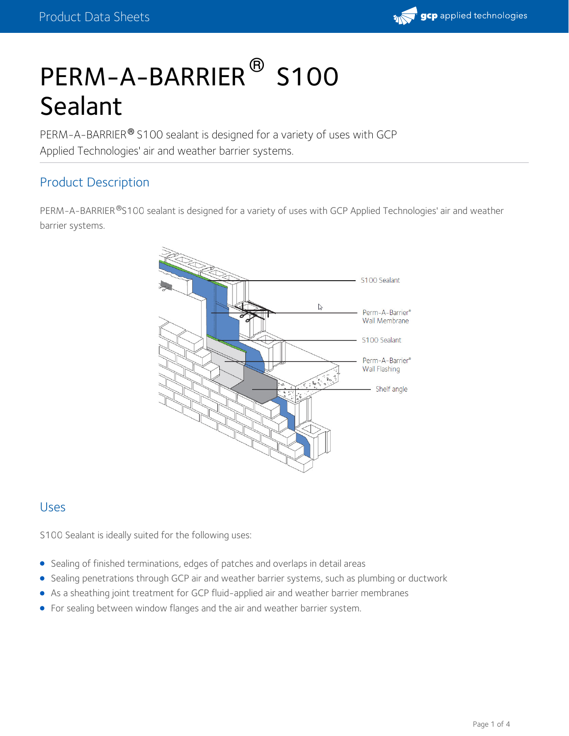# PERM-A-BARRIER® S100 Sealant

PERM-A-BARRIER® S100 sealant is designed for a variety of uses with GCP Applied Technologies' air and weather barrier systems.

## Product Description

PERM-A-BARRIER®S100 sealant is designed for a variety of uses with GCP Applied Technologies' air and weather barrier systems.

## Uses

S100 Sealant is ideally suited for the following uses:

- Sealing of finished terminations, edges of patches and overlaps in detail areas
- Sealing penetrations through GCP air and weather barrier systems, such as plumbing or ductwork
- As a sheathing joint treatment for GCP fluid-applied air and weather barrier membranes
- For sealing between window flanges and the air and weather barrier system.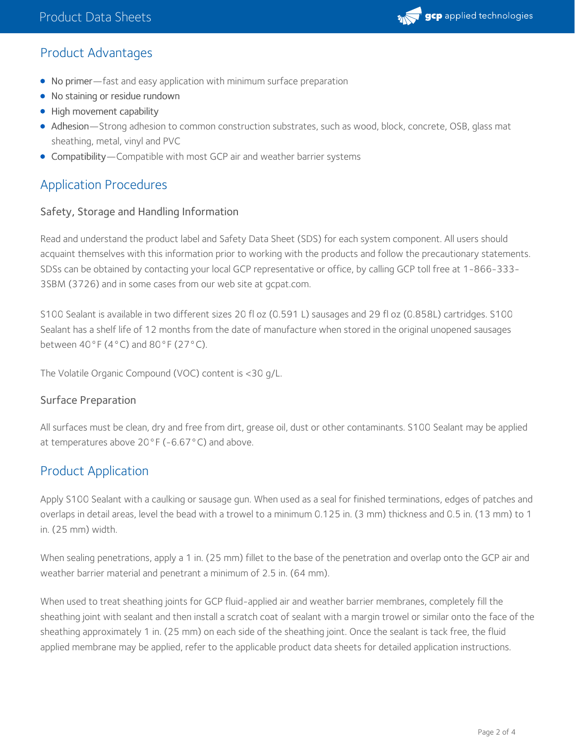## Product Advantages

- No primer—fast and easy application with minimum surface preparation
- No staining or residue rundown
- High movement capability
- Adhesion—Strong adhesion to common construction substrates, such as wood, block, concrete, OSB, glass mat sheathing, metal, vinyl and PVC
- Compatibility—Compatible with most GCP air and weather barrier systems

## Application Procedures

### Safety, Storage and Handling Information

Read and understand the product label and Safety Data Sheet (SDS) for each system component. All users should acquaint themselves with this information prior to working with the products and follow the precautionary statements. SDSs can be obtained by contacting your local GCP representative or office, by calling GCP toll free at 1-866-333-3SBM (3726) and in some cases from our web site at gcpat.com.

S100 Sealant is available in two different sizes 20 fl oz (0.591 L) sausages and 29 fl oz (0.858L) cartridges. S100 Sealant has a shelf life of 12 months from the date of manufacture when stored in the original unopened sausages between 40°F (4°C) and 80°F (27°C).

The Volatile Organic Compound (VOC) content is <30 g/L.

### Surface Preparation

All surfaces must be clean, dry and free from dirt, grease oil, dust or other contaminants. S100 Sealant may be applied at temperatures above 20°F (-6.67°C) and above.

## Product Application

Apply S100 Sealant with a caulking or sausage gun. When used as a seal for finished terminations, edges of patches and overlaps in detail areas, level the bead with a trowel to a minimum 0.125 in. (3 mm) thickness and 0.5 in. (13 mm) to 1 in. (25 mm) width.

When sealing penetrations, apply a 1 in. (25 mm) fillet to the base of the penetration and overlap onto the GCP air and weather barrier material and penetrant a minimum of 2.5 in. (64 mm).

When used to treat sheathing joints for GCP fluid-applied air and weather barrier membranes, completely fill the sheathing joint with sealant and then install a scratch coat of sealant with a margin trowel or similar onto the face of the sheathing approximately 1 in. (25 mm) on each side of the sheathing joint. Once the sealant is tack free, the fluid applied membrane may be applied, refer to the applicable product data sheets for detailed application instructions.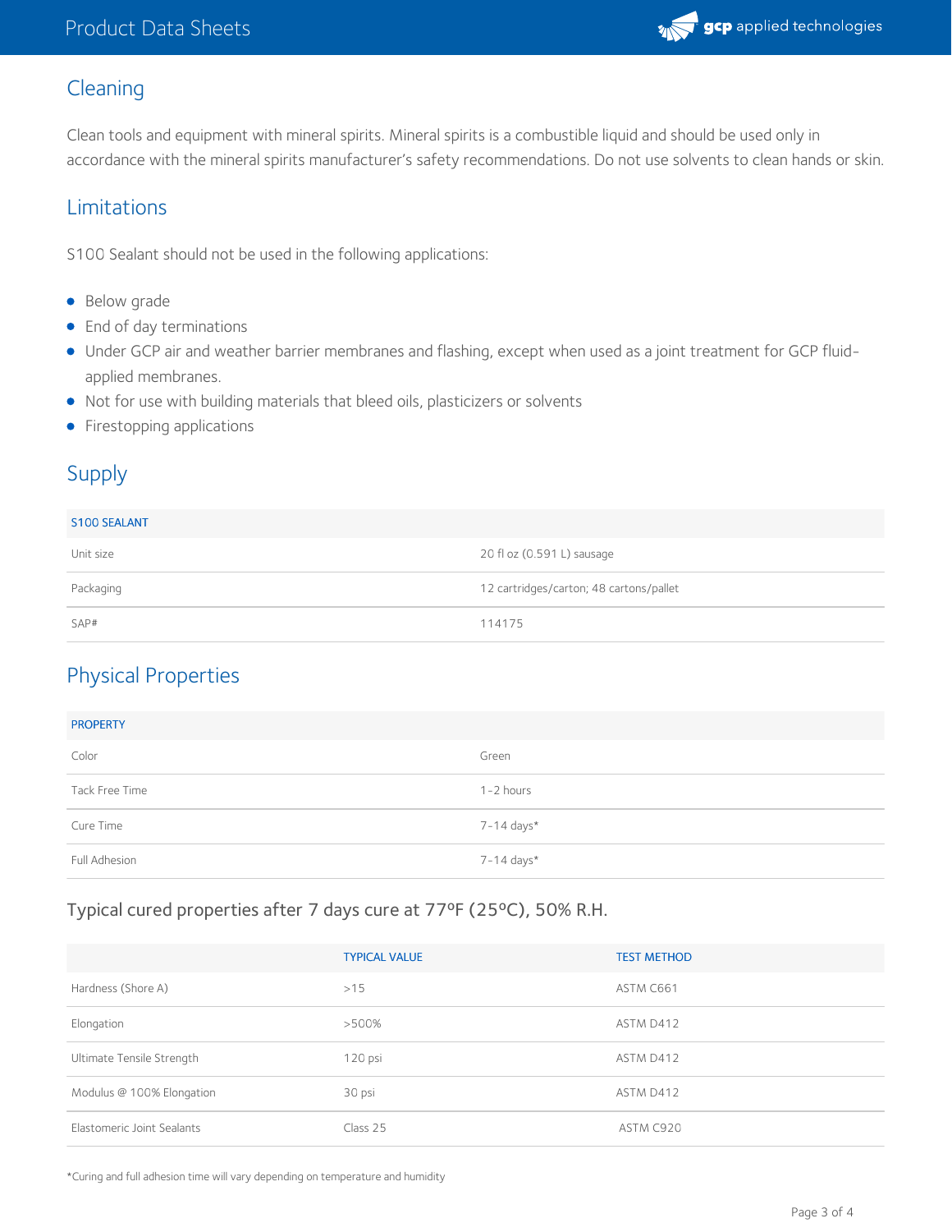## Cleaning

Clean tools and equipment with mineral spirits. Mineral spirits is a combustible liquid and should be used only in accordance with the mineral spirits manufacturer's safety recommendations. Do not use solvents to clean hands or skin.

## Limitations

S100 Sealant should not be used in the following applications:

- Below grade
- End of day terminations
- Under GCP air and weather barrier membranes and flashing, except when used as a joint treatment for GCP fluid-applied membranes.
- Not for use with building materials that bleed oils, plasticizers or solvents
- Firestopping applications

## Supply

| S100 SEALANT | |
|---|---|
| Unit size | 20 fl oz (0.591 L) sausage |
| Packaging | 12 cartridges/carton; 48 cartons/pallet |
| SAP# | 114175 |

## Physical Properties

| PROPERTY | |
|---|---|
| Color | Green |
| Tack Free Time | 1-2 hours |
| Cure Time | 7-14 days* |
| Full Adhesion | 7-14 days* |

### Typical cured properties after 7 days cure at 77ºF (25ºC), 50% R.H.

| | TYPICAL VALUE | TEST METHOD |
|---|---|---|
| Hardness (Shore A) | >15 | ASTM C661 |
| Elongation | >500% | ASTM D412 |
| Ultimate Tensile Strength | 120 psi | ASTM D412 |
| Modulus @ 100% Elongation | 30 psi | ASTM D412 |
| Elastomeric Joint Sealants | Class 25 | ASTM C920 |

*Curing and full adhesion time will vary depending on temperature and humidity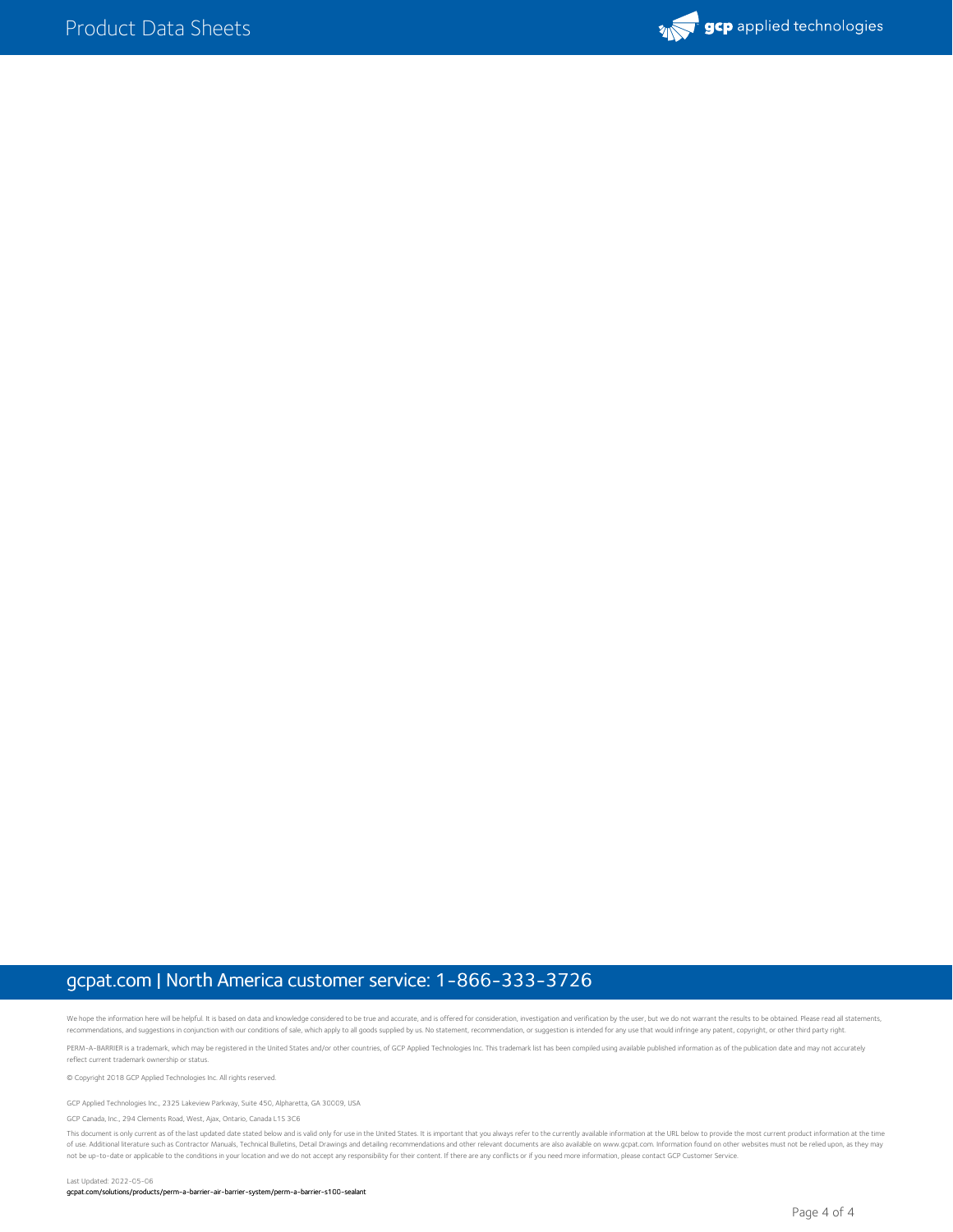gcpat.com | North America customer service: 1-866-333-3726

We hope the information here will be helpful. It is based on data and knowledge considered to be true and accurate, and is offered for consideration, investigation and verification by the user, but we do not warrant the results to be obtained. Please read all statements, recommendations, and suggestions in conjunction with our conditions of sale, which apply to all goods supplied by us. No statement, recommendation, or suggestion is intended for any use that would infringe any patent, copyright, or other third party right.

PERM-A-BARRIER is a trademark, which may be registered in the United States and/or other countries, of GCP Applied Technologies Inc. This trademark list has been compiled using available published information as of the publication date and may not accurately reflect current trademark ownership or status.

© Copyright 2018 GCP Applied Technologies Inc. All rights reserved.

GCP Applied Technologies Inc., 2325 Lakeview Parkway, Suite 450, Alpharetta, GA 30009, USA

GCP Canada, Inc., 294 Clements Road, West, Ajax, Ontario, Canada L1S 3C6

This document is only current as of the last updated date stated below and is valid only for use in the United States. It is important that you always refer to the currently available information at the URL below to provide the most current product information at the time of use. Additional literature such as Contractor Manuals, Technical Bulletins, Detail Drawings and detailing recommendations and other relevant documents are also available on www.gcpat.com. Information found on other websites must not be relied upon, as they may not be up-to-date or applicable to the conditions in your location and we do not accept any responsibility for their content. If there are any conflicts or if you need more information, please contact GCP Customer Service.

Last Updated: 2022-05-06
gcpat.com/solutions/products/perm-a-barrier-air-barrier-system/perm-a-barrier-s100-sealant